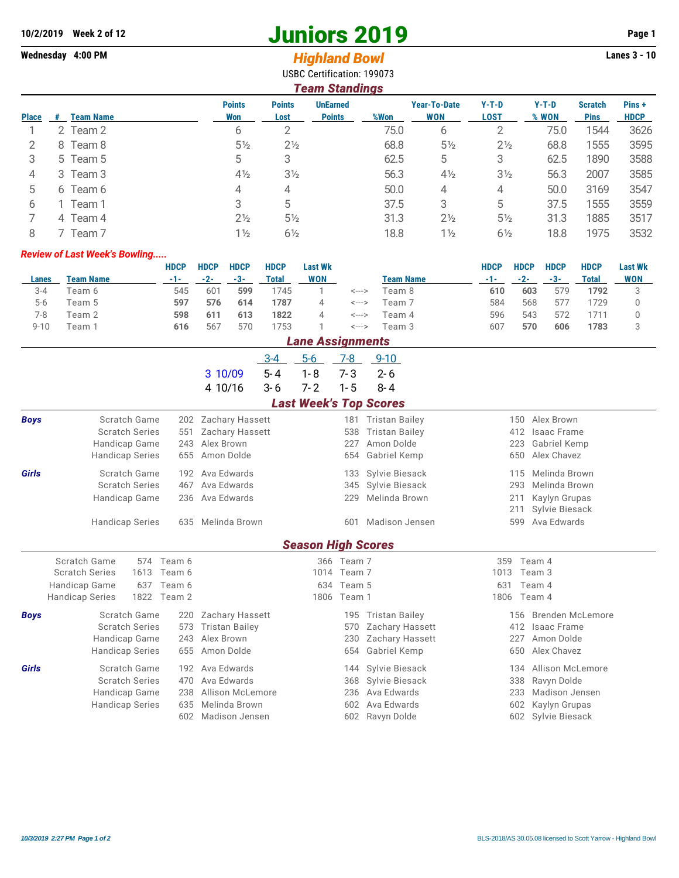10/2/2019 Week 2 of 12

Wednesday 4:00 PM

# Juniors 2019

## Highland Bowl

USBC Certification: 199073

Lanes 3 - 10

### Team Standings

| Place | # | Team Name | Points Won | Points Lost | UnEarned Points | %Won | Year-To-Date WON | Y-T-D LOST | Y-T-D % WON | Scratch Pins | Pins + HDCP |
|---|---|---|---|---|---|---|---|---|---|---|---|
| 1 | 2 | Team 2 | 6 | 2 | | 75.0 | 6 | 2 | 75.0 | 1544 | 3626 |
| 2 | 8 | Team 8 | 5½ | 2½ | | 68.8 | 5½ | 2½ | 68.8 | 1555 | 3595 |
| 3 | 5 | Team 5 | 5 | 3 | | 62.5 | 5 | 3 | 62.5 | 1890 | 3588 |
| 4 | 3 | Team 3 | 4½ | 3½ | | 56.3 | 4½ | 3½ | 56.3 | 2007 | 3585 |
| 5 | 6 | Team 6 | 4 | 4 | | 50.0 | 4 | 4 | 50.0 | 3169 | 3547 |
| 6 | 1 | Team 1 | 3 | 5 | | 37.5 | 3 | 5 | 37.5 | 1555 | 3559 |
| 7 | 4 | Team 4 | 2½ | 5½ | | 31.3 | 2½ | 5½ | 31.3 | 1885 | 3517 |
| 8 | 7 | Team 7 | 1½ | 6½ | | 18.8 | 1½ | 6½ | 18.8 | 1975 | 3532 |

*Review of Last Week's Bowling.....*

| Lanes | Team Name | HDCP -1- | HDCP -2- | HDCP -3- | HDCP Total | Last Wk WON | | Team Name | HDCP -1- | HDCP -2- | HDCP -3- | HDCP Total | Last Wk WON |
|---|---|---|---|---|---|---|---|---|---|---|---|---|---|
| 3-4 | Team 6 | 545 | 601 | **599** | 1745 | 1 | <---> | Team 8 | **610** | **603** | 579 | **1792** | 3 |
| 5-6 | Team 5 | **597** | **576** | **614** | **1787** | 4 | <---> | Team 7 | 584 | 568 | 577 | 1729 | 0 |
| 7-8 | Team 2 | **598** | **611** | **613** | **1822** | 4 | <---> | Team 4 | 596 | 543 | 572 | 1711 | 0 |
| 9-10 | Team 1 | **616** | 567 | 570 | 1753 | 1 | <---> | Team 3 | 607 | **570** | **606** | **1783** | 3 |

### Lane Assignments

| | 3-4 | 5-6 | 7-8 | 9-10 |
|---|---|---|---|---|
| 3 10/09 | 5-4 | 1-8 | 7-3 | 2-6 |
| 4 10/16 | 3-6 | 7-2 | 1-5 | 8-4 |

### Last Week's Top Scores

| | | | | | | | |
|---|---|---|---|---|---|---|---|
| **Boys** | Scratch Game | 202 | Zachary Hassett | 181 | Tristan Bailey | 150 | Alex Brown |
| | Scratch Series | 551 | Zachary Hassett | 538 | Tristan Bailey | 412 | Isaac Frame |
| | Handicap Game | 243 | Alex Brown | 227 | Amon Dolde | 223 | Gabriel Kemp |
| | Handicap Series | 655 | Amon Dolde | 654 | Gabriel Kemp | 650 | Alex Chavez |
| **Girls** | Scratch Game | 192 | Ava Edwards | 133 | Sylvie Biesack | 115 | Melinda Brown |
| | Scratch Series | 467 | Ava Edwards | 345 | Sylvie Biesack | 293 | Melinda Brown |
| | Handicap Game | 236 | Ava Edwards | 229 | Melinda Brown | 211 | Kaylyn Grupas |
| | | | | | | 211 | Sylvie Biesack |
| | Handicap Series | 635 | Melinda Brown | 601 | Madison Jensen | 599 | Ava Edwards |

### Season High Scores

| | | | | | | |
|---|---|---|---|---|---|---|
| Scratch Game | 574 | Team 6 | 366 | Team 7 | 359 | Team 4 |
| Scratch Series | 1613 | Team 6 | 1014 | Team 7 | 1013 | Team 3 |
| Handicap Game | 637 | Team 6 | 634 | Team 5 | 631 | Team 4 |
| Handicap Series | 1822 | Team 2 | 1806 | Team 1 | 1806 | Team 4 |

| | | | | | | | |
|---|---|---|---|---|---|---|---|
| **Boys** | Scratch Game | 220 | Zachary Hassett | 195 | Tristan Bailey | 156 | Brenden McLemore |
| | Scratch Series | 573 | Tristan Bailey | 570 | Zachary Hassett | 412 | Isaac Frame |
| | Handicap Game | 243 | Alex Brown | 230 | Zachary Hassett | 227 | Amon Dolde |
| | Handicap Series | 655 | Amon Dolde | 654 | Gabriel Kemp | 650 | Alex Chavez |
| **Girls** | Scratch Game | 192 | Ava Edwards | 144 | Sylvie Biesack | 134 | Allison McLemore |
| | Scratch Series | 470 | Ava Edwards | 368 | Sylvie Biesack | 338 | Ravyn Dolde |
| | Handicap Game | 238 | Allison McLemore | 236 | Ava Edwards | 233 | Madison Jensen |
| | Handicap Series | 635 | Melinda Brown | 602 | Ava Edwards | 602 | Kaylyn Grupas |
| | | 602 | Madison Jensen | 602 | Ravyn Dolde | 602 | Sylvie Biesack |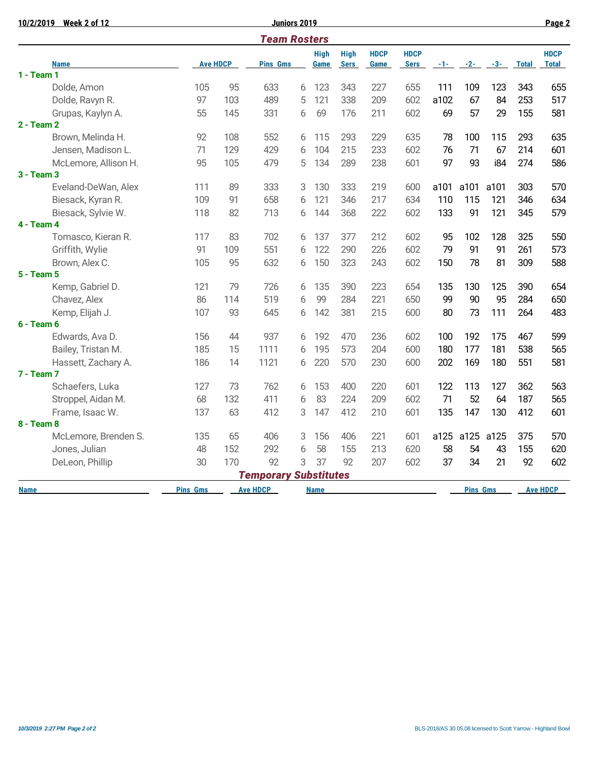## Team Rosters

| Name | Ave | HDCP | Pins | Gms | High Game | High Sers | HDCP Game | HDCP Sers | -1- | -2- | -3- | Total | HDCP Total |
|---|---|---|---|---|---|---|---|---|---|---|---|---|---|
| **1 - Team 1** | | | | | | | | | | | | | |
| Dolde, Amon | 105 | 95 | 633 | 6 | 123 | 343 | 227 | 655 | 111 | 109 | 123 | 343 | 655 |
| Dolde, Ravyn R. | 97 | 103 | 489 | 5 | 121 | 338 | 209 | 602 | a102 | 67 | 84 | 253 | 517 |
| Grupas, Kaylyn A. | 55 | 145 | 331 | 6 | 69 | 176 | 211 | 602 | 69 | 57 | 29 | 155 | 581 |
| **2 - Team 2** | | | | | | | | | | | | | |
| Brown, Melinda H. | 92 | 108 | 552 | 6 | 115 | 293 | 229 | 635 | 78 | 100 | 115 | 293 | 635 |
| Jensen, Madison L. | 71 | 129 | 429 | 6 | 104 | 215 | 233 | 602 | 76 | 71 | 67 | 214 | 601 |
| McLemore, Allison H. | 95 | 105 | 479 | 5 | 134 | 289 | 238 | 601 | 97 | 93 | i84 | 274 | 586 |
| **3 - Team 3** | | | | | | | | | | | | | |
| Eveland-DeWan, Alex | 111 | 89 | 333 | 3 | 130 | 333 | 219 | 600 | a101 | a101 | a101 | 303 | 570 |
| Biesack, Kyran R. | 109 | 91 | 658 | 6 | 121 | 346 | 217 | 634 | 110 | 115 | 121 | 346 | 634 |
| Biesack, Sylvie W. | 118 | 82 | 713 | 6 | 144 | 368 | 222 | 602 | 133 | 91 | 121 | 345 | 579 |
| **4 - Team 4** | | | | | | | | | | | | | |
| Tomasco, Kieran R. | 117 | 83 | 702 | 6 | 137 | 377 | 212 | 602 | 95 | 102 | 128 | 325 | 550 |
| Griffith, Wylie | 91 | 109 | 551 | 6 | 122 | 290 | 226 | 602 | 79 | 91 | 91 | 261 | 573 |
| Brown, Alex C. | 105 | 95 | 632 | 6 | 150 | 323 | 243 | 602 | 150 | 78 | 81 | 309 | 588 |
| **5 - Team 5** | | | | | | | | | | | | | |
| Kemp, Gabriel D. | 121 | 79 | 726 | 6 | 135 | 390 | 223 | 654 | 135 | 130 | 125 | 390 | 654 |
| Chavez, Alex | 86 | 114 | 519 | 6 | 99 | 284 | 221 | 650 | 99 | 90 | 95 | 284 | 650 |
| Kemp, Elijah J. | 107 | 93 | 645 | 6 | 142 | 381 | 215 | 600 | 80 | 73 | 111 | 264 | 483 |
| **6 - Team 6** | | | | | | | | | | | | | |
| Edwards, Ava D. | 156 | 44 | 937 | 6 | 192 | 470 | 236 | 602 | 100 | 192 | 175 | 467 | 599 |
| Bailey, Tristan M. | 185 | 15 | 1111 | 6 | 195 | 573 | 204 | 600 | 180 | 177 | 181 | 538 | 565 |
| Hassett, Zachary A. | 186 | 14 | 1121 | 6 | 220 | 570 | 230 | 600 | 202 | 169 | 180 | 551 | 581 |
| **7 - Team 7** | | | | | | | | | | | | | |
| Schaefers, Luka | 127 | 73 | 762 | 6 | 153 | 400 | 220 | 601 | 122 | 113 | 127 | 362 | 563 |
| Stroppel, Aidan M. | 68 | 132 | 411 | 6 | 83 | 224 | 209 | 602 | 71 | 52 | 64 | 187 | 565 |
| Frame, Isaac W. | 137 | 63 | 412 | 3 | 147 | 412 | 210 | 601 | 135 | 147 | 130 | 412 | 601 |
| **8 - Team 8** | | | | | | | | | | | | | |
| McLemore, Brenden S. | 135 | 65 | 406 | 3 | 156 | 406 | 221 | 601 | a125 | a125 | a125 | 375 | 570 |
| Jones, Julian | 48 | 152 | 292 | 6 | 58 | 155 | 213 | 620 | 58 | 54 | 43 | 155 | 620 |
| DeLeon, Phillip | 30 | 170 | 92 | 3 | 37 | 92 | 207 | 602 | 37 | 34 | 21 | 92 | 602 |

## Temporary Substitutes

| Name | Pins | Gms | Ave | HDCP | Name | Pins | Gms | Ave | HDCP |
|---|---|---|---|---|---|---|---|---|---|